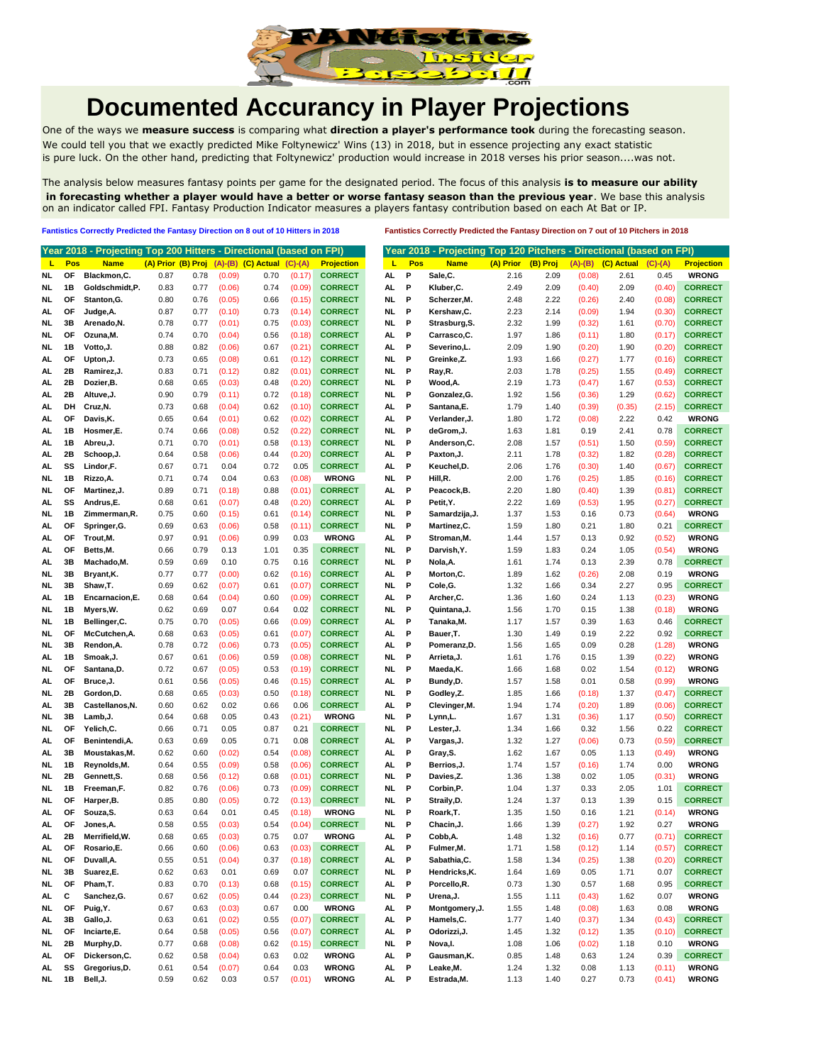# Documented Accurancy in Player Projections

One of the ways we **measure success** is comparing what **direction a player's performance took** during the forecasting season. We could tell you that we exactly predicted Mike Foltynewicz' Wins (13) in 2018, but in essence projecting any exact statistic is pure luck. On the other hand, predicting that Foltynewicz' production would increase in 2018 verses his prior season....was not.

The analysis below measures fantasy points per game for the designated period. The focus of this analysis **is to measure our ability in forecasting whether a player would have a better or worse fantasy season than the previous year**. We base this analysis on an indicator called FPI. Fantasy Production Indicator measures a players fantasy contribution based on each At Bat or IP.

**Fantistics Correctly Predicted the Fantasy Direction on 8 out of 10 Hitters in 2018**

**Year 2018 - Projecting Top 200 Hitters - Directional (based on FPI)**

| L | Pos | Name | (A) Prior | (B) Proj | (A)-(B) | (C) Actual | (C)-(A) | Projection |
|---|---|---|---|---|---|---|---|---|
| NL | OF | Blackmon,C. | 0.87 | 0.78 | (0.09) | 0.70 | (0.17) | CORRECT |
| NL | 1B | Goldschmidt,P. | 0.83 | 0.77 | (0.06) | 0.74 | (0.09) | CORRECT |
| NL | OF | Stanton,G. | 0.80 | 0.76 | (0.05) | 0.66 | (0.15) | CORRECT |
| AL | OF | Judge,A. | 0.87 | 0.77 | (0.10) | 0.73 | (0.14) | CORRECT |
| NL | 3B | Arenado,N. | 0.78 | 0.77 | (0.01) | 0.75 | (0.03) | CORRECT |
| NL | OF | Ozuna,M. | 0.74 | 0.70 | (0.04) | 0.56 | (0.18) | CORRECT |
| NL | 1B | Votto,J. | 0.88 | 0.82 | (0.06) | 0.67 | (0.21) | CORRECT |
| AL | OF | Upton,J. | 0.73 | 0.65 | (0.08) | 0.61 | (0.12) | CORRECT |
| AL | 2B | Ramirez,J. | 0.83 | 0.71 | (0.12) | 0.82 | (0.01) | CORRECT |
| AL | 2B | Dozier,B. | 0.68 | 0.65 | (0.03) | 0.48 | (0.20) | CORRECT |
| AL | 2B | Altuve,J. | 0.90 | 0.79 | (0.11) | 0.72 | (0.18) | CORRECT |
| AL | DH | Cruz,N. | 0.73 | 0.68 | (0.04) | 0.62 | (0.10) | CORRECT |
| AL | OF | Davis,K. | 0.65 | 0.64 | (0.01) | 0.62 | (0.02) | CORRECT |
| AL | 1B | Hosmer,E. | 0.74 | 0.66 | (0.08) | 0.52 | (0.22) | CORRECT |
| AL | 1B | Abreu,J. | 0.71 | 0.70 | (0.01) | 0.58 | (0.13) | CORRECT |
| AL | 2B | Schoop,J. | 0.64 | 0.58 | (0.06) | 0.44 | (0.20) | CORRECT |
| AL | SS | Lindor,F. | 0.67 | 0.71 | 0.04 | 0.72 | 0.05 | CORRECT |
| NL | 1B | Rizzo,A. | 0.71 | 0.74 | 0.04 | 0.63 | (0.08) | WRONG |
| NL | OF | Martinez,J. | 0.89 | 0.71 | (0.18) | 0.88 | (0.01) | CORRECT |
| AL | SS | Andrus,E. | 0.68 | 0.61 | (0.07) | 0.48 | (0.20) | CORRECT |
| NL | 1B | Zimmerman,R. | 0.75 | 0.60 | (0.15) | 0.61 | (0.14) | CORRECT |
| AL | OF | Springer,G. | 0.69 | 0.63 | (0.06) | 0.58 | (0.11) | CORRECT |
| AL | OF | Trout,M. | 0.97 | 0.91 | (0.06) | 0.99 | 0.03 | WRONG |
| AL | OF | Betts,M. | 0.66 | 0.79 | 0.13 | 1.01 | 0.35 | CORRECT |
| AL | 3B | Machado,M. | 0.59 | 0.69 | 0.10 | 0.75 | 0.16 | CORRECT |
| NL | 3B | Bryant,K. | 0.77 | 0.77 | (0.00) | 0.62 | (0.16) | CORRECT |
| NL | 3B | Shaw,T. | 0.69 | 0.62 | (0.07) | 0.61 | (0.07) | CORRECT |
| AL | 1B | Encarnacion,E. | 0.68 | 0.64 | (0.04) | 0.60 | (0.09) | CORRECT |
| NL | 1B | Myers,W. | 0.62 | 0.69 | 0.07 | 0.64 | 0.02 | CORRECT |
| NL | 1B | Bellinger,C. | 0.75 | 0.70 | (0.05) | 0.66 | (0.09) | CORRECT |
| NL | OF | McCutchen,A. | 0.68 | 0.63 | (0.05) | 0.61 | (0.07) | CORRECT |
| NL | 3B | Rendon,A. | 0.78 | 0.72 | (0.06) | 0.73 | (0.05) | CORRECT |
| AL | 1B | Smoak,J. | 0.67 | 0.61 | (0.06) | 0.59 | (0.08) | CORRECT |
| NL | OF | Santana,D. | 0.72 | 0.67 | (0.05) | 0.53 | (0.19) | CORRECT |
| AL | OF | Bruce,J. | 0.61 | 0.56 | (0.05) | 0.46 | (0.15) | CORRECT |
| NL | 2B | Gordon,D. | 0.68 | 0.65 | (0.03) | 0.50 | (0.18) | CORRECT |
| AL | 3B | Castellanos,N. | 0.60 | 0.62 | 0.02 | 0.66 | 0.06 | CORRECT |
| NL | 3B | Lamb,J. | 0.64 | 0.68 | 0.05 | 0.43 | (0.21) | WRONG |
| NL | OF | Yelich,C. | 0.66 | 0.71 | 0.05 | 0.87 | 0.21 | CORRECT |
| AL | OF | Benintendi,A. | 0.63 | 0.69 | 0.05 | 0.71 | 0.08 | CORRECT |
| AL | 3B | Moustakas,M. | 0.62 | 0.60 | (0.02) | 0.54 | (0.08) | CORRECT |
| NL | 1B | Reynolds,M. | 0.64 | 0.55 | (0.09) | 0.58 | (0.06) | CORRECT |
| NL | 2B | Gennett,S. | 0.68 | 0.56 | (0.12) | 0.68 | (0.01) | CORRECT |
| NL | 1B | Freeman,F. | 0.82 | 0.76 | (0.06) | 0.73 | (0.09) | CORRECT |
| NL | OF | Harper,B. | 0.85 | 0.80 | (0.05) | 0.72 | (0.13) | CORRECT |
| AL | OF | Souza,S. | 0.63 | 0.64 | 0.01 | 0.45 | (0.18) | WRONG |
| AL | OF | Jones,A. | 0.58 | 0.55 | (0.03) | 0.54 | (0.04) | CORRECT |
| AL | 2B | Merrifield,W. | 0.68 | 0.65 | (0.03) | 0.75 | 0.07 | WRONG |
| AL | OF | Rosario,E. | 0.66 | 0.60 | (0.06) | 0.63 | (0.03) | CORRECT |
| NL | OF | Duvall,A. | 0.55 | 0.51 | (0.04) | 0.37 | (0.18) | CORRECT |
| NL | 3B | Suarez,E. | 0.62 | 0.63 | 0.01 | 0.69 | 0.07 | CORRECT |
| NL | OF | Pham,T. | 0.83 | 0.70 | (0.13) | 0.68 | (0.15) | CORRECT |
| AL | C | Sanchez,G. | 0.67 | 0.62 | (0.05) | 0.44 | (0.23) | CORRECT |
| NL | OF | Puig,Y. | 0.67 | 0.63 | (0.03) | 0.67 | 0.00 | WRONG |
| AL | 3B | Gallo,J. | 0.63 | 0.61 | (0.02) | 0.55 | (0.07) | CORRECT |
| NL | OF | Inciarte,E. | 0.64 | 0.58 | (0.05) | 0.56 | (0.07) | CORRECT |
| NL | 2B | Murphy,D. | 0.77 | 0.68 | (0.08) | 0.62 | (0.15) | CORRECT |
| AL | OF | Dickerson,C. | 0.62 | 0.58 | (0.04) | 0.63 | 0.02 | WRONG |
| AL | SS | Gregorius,D. | 0.61 | 0.54 | (0.07) | 0.64 | 0.03 | WRONG |
| NL | 1B | Bell,J. | 0.59 | 0.62 | 0.03 | 0.57 | (0.01) | WRONG |

**Fantistics Correctly Predicted the Fantasy Direction on 7 out of 10 Pitchers in 2018**

**Year 2018 - Projecting Top 120 Pitchers - Directional (based on FPI)**

| L | Pos | Name | (A) Prior | (B) Proj | (A)-(B) | (C) Actual | (C)-(A) | Projection |
|---|---|---|---|---|---|---|---|---|
| AL | P | Sale,C. | 2.16 | 2.09 | (0.08) | 2.61 | 0.45 | WRONG |
| AL | P | Kluber,C. | 2.49 | 2.09 | (0.40) | 2.09 | (0.40) | CORRECT |
| NL | P | Scherzer,M. | 2.48 | 2.22 | (0.26) | 2.40 | (0.08) | CORRECT |
| NL | P | Kershaw,C. | 2.23 | 2.14 | (0.09) | 1.94 | (0.30) | CORRECT |
| NL | P | Strasburg,S. | 2.32 | 1.99 | (0.32) | 1.61 | (0.70) | CORRECT |
| AL | P | Carrasco,C. | 1.97 | 1.86 | (0.11) | 1.80 | (0.17) | CORRECT |
| AL | P | Severino,L. | 2.09 | 1.90 | (0.20) | 1.90 | (0.20) | CORRECT |
| NL | P | Greinke,Z. | 1.93 | 1.66 | (0.27) | 1.77 | (0.16) | CORRECT |
| NL | P | Ray,R. | 2.03 | 1.78 | (0.25) | 1.55 | (0.49) | CORRECT |
| NL | P | Wood,A. | 2.19 | 1.73 | (0.47) | 1.67 | (0.53) | CORRECT |
| NL | P | Gonzalez,G. | 1.92 | 1.56 | (0.36) | 1.29 | (0.62) | CORRECT |
| AL | P | Santana,E. | 1.79 | 1.40 | (0.39) | (0.35) | (2.15) | CORRECT |
| AL | P | Verlander,J. | 1.80 | 1.72 | (0.08) | 2.22 | 0.42 | WRONG |
| NL | P | deGrom,J. | 1.63 | 1.81 | 0.19 | 2.41 | 0.78 | CORRECT |
| NL | P | Anderson,C. | 2.08 | 1.57 | (0.51) | 1.50 | (0.59) | CORRECT |
| AL | P | Paxton,J. | 2.11 | 1.78 | (0.32) | 1.82 | (0.28) | CORRECT |
| AL | P | Keuchel,D. | 2.06 | 1.76 | (0.30) | 1.40 | (0.67) | CORRECT |
| NL | P | Hill,R. | 2.00 | 1.76 | (0.25) | 1.85 | (0.16) | CORRECT |
| AL | P | Peacock,B. | 2.20 | 1.80 | (0.40) | 1.39 | (0.81) | CORRECT |
| AL | P | Petit,Y. | 2.22 | 1.69 | (0.53) | 1.95 | (0.27) | CORRECT |
| NL | P | Samardzija,J. | 1.37 | 1.53 | 0.16 | 0.73 | (0.64) | WRONG |
| NL | P | Martinez,C. | 1.59 | 1.80 | 0.21 | 1.80 | 0.21 | CORRECT |
| AL | P | Stroman,M. | 1.44 | 1.57 | 0.13 | 0.92 | (0.52) | WRONG |
| NL | P | Darvish,Y. | 1.59 | 1.83 | 0.24 | 1.05 | (0.54) | WRONG |
| NL | P | Nola,A. | 1.61 | 1.74 | 0.13 | 2.39 | 0.78 | CORRECT |
| AL | P | Morton,C. | 1.89 | 1.62 | (0.26) | 2.08 | 0.19 | WRONG |
| NL | P | Cole,G. | 1.32 | 1.66 | 0.34 | 2.27 | 0.95 | CORRECT |
| AL | P | Archer,C. | 1.36 | 1.60 | 0.24 | 1.13 | (0.23) | WRONG |
| NL | P | Quintana,J. | 1.56 | 1.70 | 0.15 | 1.38 | (0.18) | WRONG |
| AL | P | Tanaka,M. | 1.17 | 1.57 | 0.39 | 1.63 | 0.46 | CORRECT |
| AL | P | Bauer,T. | 1.30 | 1.49 | 0.19 | 2.22 | 0.92 | CORRECT |
| AL | P | Pomeranz,D. | 1.56 | 1.65 | 0.09 | 0.28 | (1.28) | WRONG |
| NL | P | Arrieta,J. | 1.61 | 1.76 | 0.15 | 1.39 | (0.22) | WRONG |
| NL | P | Maeda,K. | 1.66 | 1.68 | 0.02 | 1.54 | (0.12) | WRONG |
| AL | P | Bundy,D. | 1.57 | 1.58 | 0.01 | 0.58 | (0.99) | WRONG |
| NL | P | Godley,Z. | 1.85 | 1.66 | (0.18) | 1.37 | (0.47) | CORRECT |
| AL | P | Clevinger,M. | 1.94 | 1.74 | (0.20) | 1.89 | (0.06) | CORRECT |
| NL | P | Lynn,L. | 1.67 | 1.31 | (0.36) | 1.17 | (0.50) | CORRECT |
| NL | P | Lester,J. | 1.34 | 1.66 | 0.32 | 1.56 | 0.22 | CORRECT |
| AL | P | Vargas,J. | 1.32 | 1.27 | (0.06) | 0.73 | (0.59) | CORRECT |
| AL | P | Gray,S. | 1.62 | 1.67 | 0.05 | 1.13 | (0.49) | WRONG |
| AL | P | Berrios,J. | 1.74 | 1.57 | (0.16) | 1.74 | 0.00 | WRONG |
| NL | P | Davies,Z. | 1.36 | 1.38 | 0.02 | 1.05 | (0.31) | WRONG |
| NL | P | Corbin,P. | 1.04 | 1.37 | 0.33 | 2.05 | 1.01 | CORRECT |
| NL | P | Straily,D. | 1.24 | 1.37 | 0.13 | 1.39 | 0.15 | CORRECT |
| NL | P | Roark,T. | 1.35 | 1.50 | 0.16 | 1.21 | (0.14) | WRONG |
| NL | P | Chacin,J. | 1.66 | 1.39 | (0.27) | 1.92 | 0.27 | WRONG |
| AL | P | Cobb,A. | 1.48 | 1.32 | (0.16) | 0.77 | (0.71) | CORRECT |
| AL | P | Fulmer,M. | 1.71 | 1.58 | (0.12) | 1.14 | (0.57) | CORRECT |
| AL | P | Sabathia,C. | 1.58 | 1.34 | (0.25) | 1.38 | (0.20) | CORRECT |
| NL | P | Hendricks,K. | 1.64 | 1.69 | 0.05 | 1.71 | 0.07 | CORRECT |
| AL | P | Porcello,R. | 0.73 | 1.30 | 0.57 | 1.68 | 0.95 | CORRECT |
| NL | P | Urena,J. | 1.55 | 1.11 | (0.43) | 1.62 | 0.07 | WRONG |
| AL | P | Montgomery,J. | 1.55 | 1.48 | (0.08) | 1.63 | 0.08 | WRONG |
| AL | P | Hamels,C. | 1.77 | 1.40 | (0.37) | 1.34 | (0.43) | CORRECT |
| AL | P | Odorizzi,J. | 1.45 | 1.32 | (0.12) | 1.35 | (0.10) | CORRECT |
| NL | P | Nova,I. | 1.08 | 1.06 | (0.02) | 1.18 | 0.10 | WRONG |
| AL | P | Gausman,K. | 0.85 | 1.48 | 0.63 | 1.24 | 0.39 | CORRECT |
| AL | P | Leake,M. | 1.24 | 1.32 | 0.08 | 1.13 | (0.11) | WRONG |
| AL | P | Estrada,M. | 1.13 | 1.40 | 0.27 | 0.73 | (0.41) | WRONG |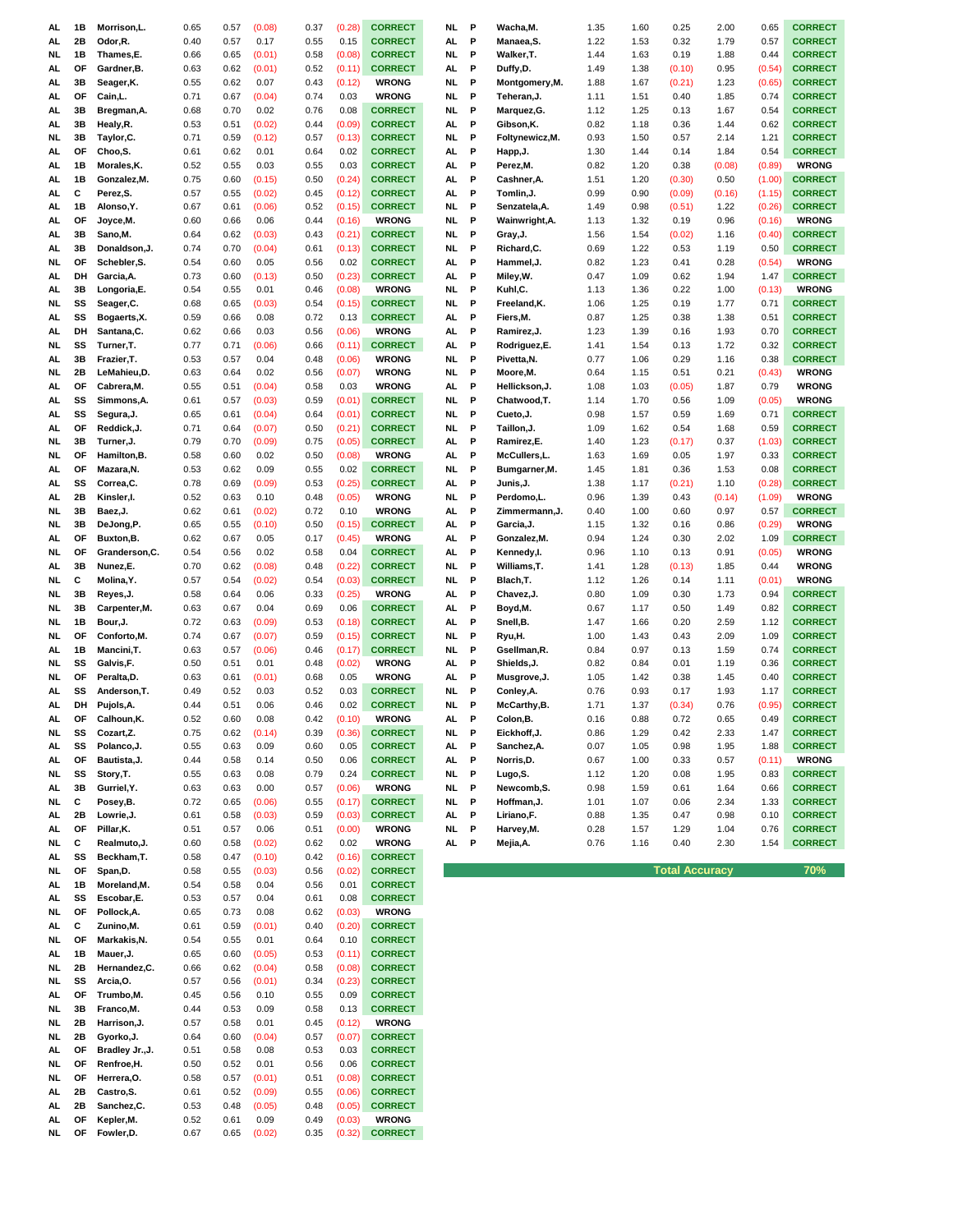| | | | | | | | | |
|---|---|---|---|---|---|---|---|---|
| AL | 1B | Morrison,L. | 0.65 | 0.57 | (0.08) | 0.37 | (0.28) | CORRECT |
| AL | 2B | Odor,R. | 0.40 | 0.57 | 0.17 | 0.55 | 0.15 | CORRECT |
| NL | 1B | Thames,E. | 0.66 | 0.65 | (0.01) | 0.58 | (0.08) | CORRECT |
| AL | OF | Gardner,B. | 0.63 | 0.62 | (0.01) | 0.52 | (0.11) | CORRECT |
| AL | 3B | Seager,K. | 0.55 | 0.62 | 0.07 | 0.43 | (0.12) | WRONG |
| AL | OF | Cain,L. | 0.71 | 0.67 | (0.04) | 0.74 | 0.03 | WRONG |
| AL | 3B | Bregman,A. | 0.68 | 0.70 | 0.02 | 0.76 | 0.08 | CORRECT |
| AL | 3B | Healy,R. | 0.53 | 0.51 | (0.02) | 0.44 | (0.09) | CORRECT |
| NL | 3B | Taylor,C. | 0.71 | 0.59 | (0.12) | 0.57 | (0.13) | CORRECT |
| AL | OF | Choo,S. | 0.61 | 0.62 | 0.01 | 0.64 | 0.02 | CORRECT |
| AL | 1B | Morales,K. | 0.52 | 0.55 | 0.03 | 0.55 | 0.03 | CORRECT |
| AL | 1B | Gonzalez,M. | 0.75 | 0.60 | (0.15) | 0.50 | (0.24) | CORRECT |
| AL | C | Perez,S. | 0.57 | 0.55 | (0.02) | 0.45 | (0.12) | CORRECT |
| AL | 1B | Alonso,Y. | 0.67 | 0.61 | (0.06) | 0.52 | (0.15) | CORRECT |
| AL | OF | Joyce,M. | 0.60 | 0.66 | 0.06 | 0.44 | (0.16) | WRONG |
| AL | 3B | Sano,M. | 0.64 | 0.62 | (0.03) | 0.43 | (0.21) | CORRECT |
| AL | 3B | Donaldson,J. | 0.74 | 0.70 | (0.04) | 0.61 | (0.13) | CORRECT |
| NL | OF | Schebler,S. | 0.54 | 0.60 | 0.05 | 0.56 | 0.02 | CORRECT |
| AL | DH | Garcia,A. | 0.73 | 0.60 | (0.13) | 0.50 | (0.23) | CORRECT |
| AL | 3B | Longoria,E. | 0.54 | 0.55 | 0.01 | 0.46 | (0.08) | WRONG |
| NL | SS | Seager,C. | 0.68 | 0.65 | (0.03) | 0.54 | (0.15) | CORRECT |
| AL | SS | Bogaerts,X. | 0.59 | 0.66 | 0.08 | 0.72 | 0.13 | CORRECT |
| AL | DH | Santana,C. | 0.62 | 0.66 | 0.03 | 0.56 | (0.06) | WRONG |
| NL | SS | Turner,T. | 0.77 | 0.71 | (0.06) | 0.66 | (0.11) | CORRECT |
| AL | 3B | Frazier,T. | 0.53 | 0.57 | 0.04 | 0.48 | (0.06) | WRONG |
| NL | 2B | LeMahieu,D. | 0.63 | 0.64 | 0.02 | 0.56 | (0.07) | WRONG |
| AL | OF | Cabrera,M. | 0.55 | 0.51 | (0.04) | 0.58 | 0.03 | WRONG |
| AL | SS | Simmons,A. | 0.61 | 0.57 | (0.03) | 0.59 | (0.01) | CORRECT |
| AL | SS | Segura,J. | 0.65 | 0.61 | (0.04) | 0.64 | (0.01) | CORRECT |
| AL | OF | Reddick,J. | 0.71 | 0.64 | (0.07) | 0.50 | (0.21) | CORRECT |
| NL | 3B | Turner,J. | 0.79 | 0.70 | (0.09) | 0.75 | (0.05) | CORRECT |
| NL | OF | Hamilton,B. | 0.58 | 0.60 | 0.02 | 0.50 | (0.08) | WRONG |
| AL | OF | Mazara,N. | 0.53 | 0.62 | 0.09 | 0.55 | 0.02 | CORRECT |
| AL | SS | Correa,C. | 0.78 | 0.69 | (0.09) | 0.53 | (0.25) | CORRECT |
| AL | 2B | Kinsler,I. | 0.52 | 0.63 | 0.10 | 0.48 | (0.05) | WRONG |
| NL | 3B | Baez,J. | 0.62 | 0.61 | (0.02) | 0.72 | 0.10 | WRONG |
| NL | 3B | DeJong,P. | 0.65 | 0.55 | (0.10) | 0.50 | (0.15) | CORRECT |
| AL | OF | Buxton,B. | 0.62 | 0.67 | 0.05 | 0.17 | (0.45) | WRONG |
| NL | OF | Granderson,C. | 0.54 | 0.56 | 0.02 | 0.58 | 0.04 | CORRECT |
| AL | 3B | Nunez,E. | 0.70 | 0.62 | (0.08) | 0.48 | (0.22) | CORRECT |
| NL | C | Molina,Y. | 0.57 | 0.54 | (0.02) | 0.54 | (0.03) | CORRECT |
| NL | 3B | Reyes,J. | 0.58 | 0.64 | 0.06 | 0.33 | (0.25) | WRONG |
| NL | 3B | Carpenter,M. | 0.63 | 0.67 | 0.04 | 0.69 | 0.06 | CORRECT |
| NL | 1B | Bour,J. | 0.72 | 0.63 | (0.09) | 0.53 | (0.18) | CORRECT |
| NL | OF | Conforto,M. | 0.74 | 0.67 | (0.07) | 0.59 | (0.15) | CORRECT |
| AL | 1B | Mancini,T. | 0.63 | 0.57 | (0.06) | 0.46 | (0.17) | CORRECT |
| NL | SS | Galvis,F. | 0.50 | 0.51 | 0.01 | 0.48 | (0.02) | WRONG |
| NL | OF | Peralta,D. | 0.63 | 0.61 | (0.01) | 0.68 | 0.05 | WRONG |
| AL | SS | Anderson,T. | 0.49 | 0.52 | 0.03 | 0.52 | 0.03 | CORRECT |
| AL | DH | Pujols,A. | 0.44 | 0.51 | 0.06 | 0.46 | 0.02 | CORRECT |
| AL | OF | Calhoun,K. | 0.52 | 0.60 | 0.08 | 0.42 | (0.10) | WRONG |
| NL | SS | Cozart,Z. | 0.75 | 0.62 | (0.14) | 0.39 | (0.36) | CORRECT |
| AL | SS | Polanco,J. | 0.55 | 0.63 | 0.09 | 0.60 | 0.05 | CORRECT |
| AL | OF | Bautista,J. | 0.44 | 0.58 | 0.14 | 0.50 | 0.06 | CORRECT |
| NL | SS | Story,T. | 0.55 | 0.63 | 0.08 | 0.79 | 0.24 | CORRECT |
| AL | 3B | Gurriel,Y. | 0.63 | 0.63 | 0.00 | 0.57 | (0.06) | WRONG |
| NL | C | Posey,B. | 0.72 | 0.65 | (0.06) | 0.55 | (0.17) | CORRECT |
| AL | 2B | Lowrie,J. | 0.61 | 0.58 | (0.03) | 0.59 | (0.03) | CORRECT |
| AL | OF | Pillar,K. | 0.51 | 0.57 | 0.06 | 0.51 | (0.00) | WRONG |
| NL | C | Realmuto,J. | 0.60 | 0.58 | (0.02) | 0.62 | 0.02 | WRONG |
| AL | SS | Beckham,T. | 0.58 | 0.47 | (0.10) | 0.42 | (0.16) | CORRECT |
| NL | OF | Span,D. | 0.58 | 0.55 | (0.03) | 0.56 | (0.02) | CORRECT |
| AL | 1B | Moreland,M. | 0.54 | 0.58 | 0.04 | 0.56 | 0.01 | CORRECT |
| AL | SS | Escobar,E. | 0.53 | 0.57 | 0.04 | 0.61 | 0.08 | CORRECT |
| NL | OF | Pollock,A. | 0.65 | 0.73 | 0.08 | 0.62 | (0.03) | WRONG |
| AL | C | Zunino,M. | 0.61 | 0.59 | (0.01) | 0.40 | (0.20) | CORRECT |
| NL | OF | Markakis,N. | 0.54 | 0.55 | 0.01 | 0.64 | 0.10 | CORRECT |
| AL | 1B | Mauer,J. | 0.65 | 0.60 | (0.05) | 0.53 | (0.11) | CORRECT |
| NL | 2B | Hernandez,C. | 0.66 | 0.62 | (0.04) | 0.58 | (0.08) | CORRECT |
| NL | SS | Arcia,O. | 0.57 | 0.56 | (0.01) | 0.34 | (0.23) | CORRECT |
| AL | OF | Trumbo,M. | 0.45 | 0.56 | 0.10 | 0.55 | 0.09 | CORRECT |
| NL | 3B | Franco,M. | 0.44 | 0.53 | 0.09 | 0.58 | 0.13 | CORRECT |
| NL | 2B | Harrison,J. | 0.57 | 0.58 | 0.01 | 0.45 | (0.12) | WRONG |
| NL | 2B | Gyorko,J. | 0.64 | 0.60 | (0.04) | 0.57 | (0.07) | CORRECT |
| AL | OF | Bradley Jr.,J. | 0.51 | 0.58 | 0.08 | 0.53 | 0.03 | CORRECT |
| NL | OF | Renfroe,H. | 0.50 | 0.52 | 0.01 | 0.56 | 0.06 | CORRECT |
| NL | OF | Herrera,O. | 0.58 | 0.57 | (0.01) | 0.51 | (0.08) | CORRECT |
| AL | 2B | Castro,S. | 0.61 | 0.52 | (0.09) | 0.55 | (0.06) | CORRECT |
| AL | 2B | Sanchez,C. | 0.53 | 0.48 | (0.05) | 0.48 | (0.05) | CORRECT |
| AL | OF | Kepler,M. | 0.52 | 0.61 | 0.09 | 0.49 | (0.03) | WRONG |
| NL | OF | Fowler,D. | 0.67 | 0.65 | (0.02) | 0.35 | (0.32) | CORRECT |

| | | | | | | | | |
|---|---|---|---|---|---|---|---|---|
| NL | P | Wacha,M. | 1.35 | 1.60 | 0.25 | 2.00 | 0.65 | CORRECT |
| AL | P | Manaea,S. | 1.22 | 1.53 | 0.32 | 1.79 | 0.57 | CORRECT |
| NL | P | Walker,T. | 1.44 | 1.63 | 0.19 | 1.88 | 0.44 | CORRECT |
| AL | P | Duffy,D. | 1.49 | 1.38 | (0.10) | 0.95 | (0.54) | CORRECT |
| NL | P | Montgomery,M. | 1.88 | 1.67 | (0.21) | 1.23 | (0.65) | CORRECT |
| NL | P | Teheran,J. | 1.11 | 1.51 | 0.40 | 1.85 | 0.74 | CORRECT |
| NL | P | Marquez,G. | 1.12 | 1.25 | 0.13 | 1.67 | 0.54 | CORRECT |
| AL | P | Gibson,K. | 0.82 | 1.18 | 0.36 | 1.44 | 0.62 | CORRECT |
| NL | P | Foltynewicz,M. | 0.93 | 1.50 | 0.57 | 2.14 | 1.21 | CORRECT |
| AL | P | Happ,J. | 1.30 | 1.44 | 0.14 | 1.84 | 0.54 | CORRECT |
| AL | P | Perez,M. | 0.82 | 1.20 | 0.38 | (0.08) | (0.89) | WRONG |
| AL | P | Cashner,A. | 1.51 | 1.20 | (0.30) | 0.50 | (1.00) | CORRECT |
| AL | P | Tomlin,J. | 0.99 | 0.90 | (0.09) | (0.16) | (1.15) | CORRECT |
| NL | P | Senzatela,A. | 1.49 | 0.98 | (0.51) | 1.22 | (0.26) | CORRECT |
| NL | P | Wainwright,A. | 1.13 | 1.32 | 0.19 | 0.96 | (0.16) | WRONG |
| NL | P | Gray,J. | 1.56 | 1.54 | (0.02) | 1.16 | (0.40) | CORRECT |
| NL | P | Richard,C. | 0.69 | 1.22 | 0.53 | 1.19 | 0.50 | CORRECT |
| AL | P | Hammel,J. | 0.82 | 1.23 | 0.41 | 0.28 | (0.54) | WRONG |
| AL | P | Miley,W. | 0.47 | 1.09 | 0.62 | 1.94 | 1.47 | CORRECT |
| NL | P | Kuhl,C. | 1.13 | 1.36 | 0.22 | 1.00 | (0.13) | WRONG |
| NL | P | Freeland,K. | 1.06 | 1.25 | 0.19 | 1.77 | 0.71 | CORRECT |
| AL | P | Fiers,M. | 0.87 | 1.25 | 0.38 | 1.38 | 0.51 | CORRECT |
| AL | P | Ramirez,J. | 1.23 | 1.39 | 0.16 | 1.93 | 0.70 | CORRECT |
| AL | P | Rodriguez,E. | 1.41 | 1.54 | 0.13 | 1.72 | 0.32 | CORRECT |
| NL | P | Pivetta,N. | 0.77 | 1.06 | 0.29 | 1.16 | 0.38 | CORRECT |
| NL | P | Moore,M. | 0.64 | 1.15 | 0.51 | 0.21 | (0.43) | WRONG |
| AL | P | Hellickson,J. | 1.08 | 1.03 | (0.05) | 1.87 | 0.79 | WRONG |
| NL | P | Chatwood,T. | 1.14 | 1.70 | 0.56 | 1.09 | (0.05) | WRONG |
| NL | P | Cueto,J. | 0.98 | 1.57 | 0.59 | 1.69 | 0.71 | CORRECT |
| NL | P | Taillon,J. | 1.09 | 1.62 | 0.54 | 1.68 | 0.59 | CORRECT |
| AL | P | Ramirez,E. | 1.40 | 1.23 | (0.17) | 0.37 | (1.03) | CORRECT |
| AL | P | McCullers,L. | 1.63 | 1.69 | 0.05 | 1.97 | 0.33 | CORRECT |
| NL | P | Bumgarner,M. | 1.45 | 1.81 | 0.36 | 1.53 | 0.08 | CORRECT |
| AL | P | Junis,J. | 1.38 | 1.17 | (0.21) | 1.10 | (0.28) | CORRECT |
| NL | P | Perdomo,L. | 0.96 | 1.39 | 0.43 | (0.14) | (1.09) | WRONG |
| AL | P | Zimmermann,J. | 0.40 | 1.00 | 0.60 | 0.97 | 0.57 | CORRECT |
| AL | P | Garcia,J. | 1.15 | 1.32 | 0.16 | 0.86 | (0.29) | WRONG |
| AL | P | Gonzalez,M. | 0.94 | 1.24 | 0.30 | 2.02 | 1.09 | CORRECT |
| AL | P | Kennedy,I. | 0.96 | 1.10 | 0.13 | 0.91 | (0.05) | WRONG |
| NL | P | Williams,T. | 1.41 | 1.28 | (0.13) | 1.85 | 0.44 | WRONG |
| NL | P | Blach,T. | 1.12 | 1.26 | 0.14 | 1.11 | (0.01) | WRONG |
| AL | P | Chavez,J. | 0.80 | 1.09 | 0.30 | 1.73 | 0.94 | CORRECT |
| AL | P | Boyd,M. | 0.67 | 1.17 | 0.50 | 1.49 | 0.82 | CORRECT |
| AL | P | Snell,B. | 1.47 | 1.66 | 0.20 | 2.59 | 1.12 | CORRECT |
| NL | P | Ryu,H. | 1.00 | 1.43 | 0.43 | 2.09 | 1.09 | CORRECT |
| NL | P | Gsellman,R. | 0.84 | 0.97 | 0.13 | 1.59 | 0.74 | CORRECT |
| AL | P | Shields,J. | 0.82 | 0.84 | 0.01 | 1.19 | 0.36 | CORRECT |
| AL | P | Musgrove,J. | 1.05 | 1.42 | 0.38 | 1.45 | 0.40 | CORRECT |
| NL | P | Conley,A. | 0.76 | 0.93 | 0.17 | 1.93 | 1.17 | CORRECT |
| NL | P | McCarthy,B. | 1.71 | 1.37 | (0.34) | 0.76 | (0.95) | CORRECT |
| AL | P | Colon,B. | 0.16 | 0.88 | 0.72 | 0.65 | 0.49 | CORRECT |
| NL | P | Eickhoff,J. | 0.86 | 1.29 | 0.42 | 2.33 | 1.47 | CORRECT |
| AL | P | Sanchez,A. | 0.07 | 1.05 | 0.98 | 1.95 | 1.88 | CORRECT |
| AL | P | Norris,D. | 0.67 | 1.00 | 0.33 | 0.57 | (0.11) | WRONG |
| NL | P | Lugo,S. | 1.12 | 1.20 | 0.08 | 1.95 | 0.83 | CORRECT |
| NL | P | Newcomb,S. | 0.98 | 1.59 | 0.61 | 1.64 | 0.66 | CORRECT |
| NL | P | Hoffman,J. | 1.01 | 1.07 | 0.06 | 2.34 | 1.33 | CORRECT |
| AL | P | Liriano,F. | 0.88 | 1.35 | 0.47 | 0.98 | 0.10 | CORRECT |
| NL | P | Harvey,M. | 0.28 | 1.57 | 1.29 | 1.04 | 0.76 | CORRECT |
| AL | P | Mejia,A. | 0.76 | 1.16 | 0.40 | 2.30 | 1.54 | CORRECT |
| | | | | | | **Total Accuracy** | | **70%** |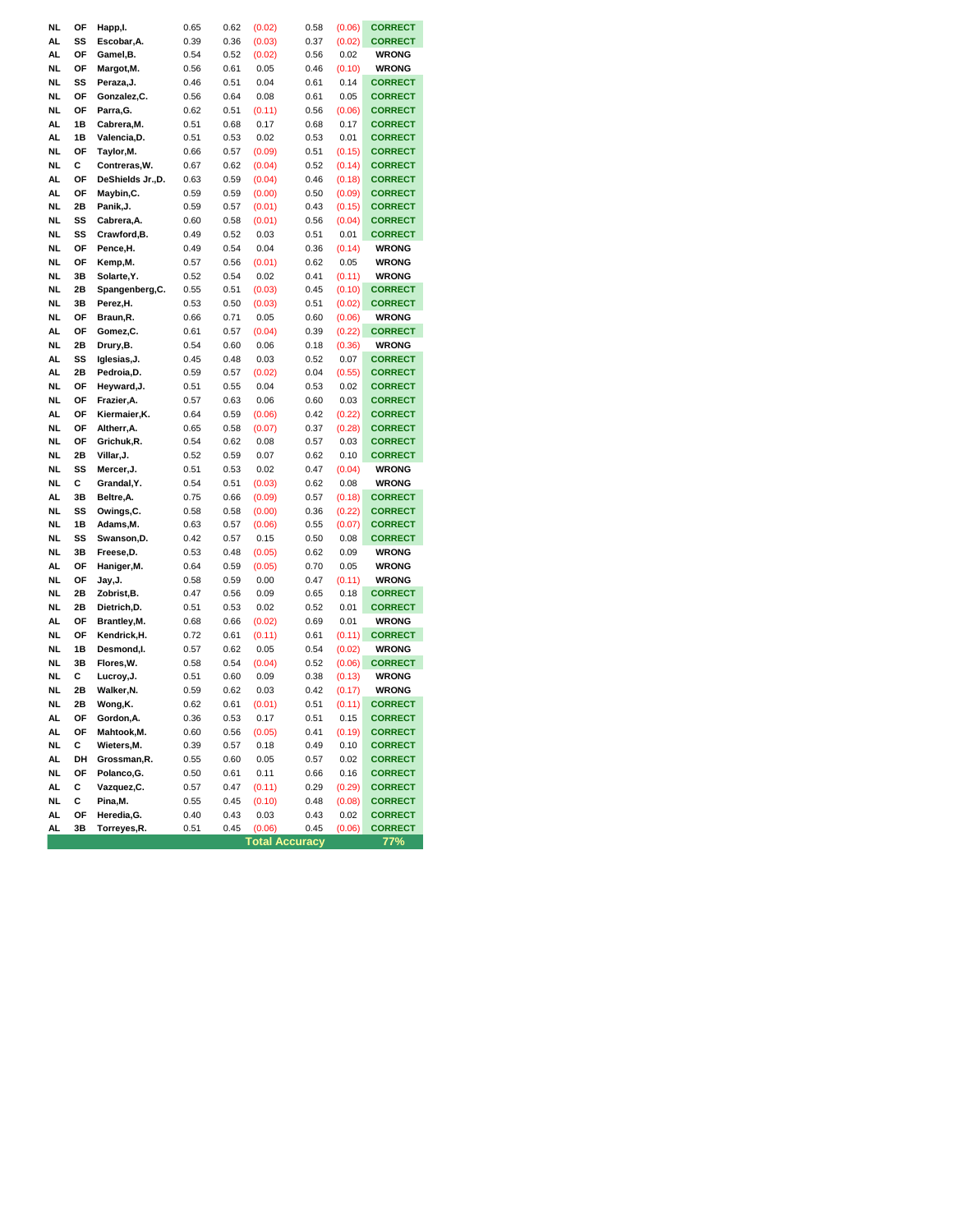| | | | | | | | | |
|---|---|---|---|---|---|---|---|---|
| NL | OF | Happ,I. | 0.65 | 0.62 | (0.02) | 0.58 | (0.06) | CORRECT |
| AL | SS | Escobar,A. | 0.39 | 0.36 | (0.03) | 0.37 | (0.02) | CORRECT |
| AL | OF | Gamel,B. | 0.54 | 0.52 | (0.02) | 0.56 | 0.02 | WRONG |
| NL | OF | Margot,M. | 0.56 | 0.61 | 0.05 | 0.46 | (0.10) | WRONG |
| NL | SS | Peraza,J. | 0.46 | 0.51 | 0.04 | 0.61 | 0.14 | CORRECT |
| NL | OF | Gonzalez,C. | 0.56 | 0.64 | 0.08 | 0.61 | 0.05 | CORRECT |
| NL | OF | Parra,G. | 0.62 | 0.51 | (0.11) | 0.56 | (0.06) | CORRECT |
| AL | 1B | Cabrera,M. | 0.51 | 0.68 | 0.17 | 0.68 | 0.17 | CORRECT |
| AL | 1B | Valencia,D. | 0.51 | 0.53 | 0.02 | 0.53 | 0.01 | CORRECT |
| NL | OF | Taylor,M. | 0.66 | 0.57 | (0.09) | 0.51 | (0.15) | CORRECT |
| NL | C | Contreras,W. | 0.67 | 0.62 | (0.04) | 0.52 | (0.14) | CORRECT |
| AL | OF | DeShields Jr.,D. | 0.63 | 0.59 | (0.04) | 0.46 | (0.18) | CORRECT |
| AL | OF | Maybin,C. | 0.59 | 0.59 | (0.00) | 0.50 | (0.09) | CORRECT |
| NL | 2B | Panik,J. | 0.59 | 0.57 | (0.01) | 0.43 | (0.15) | CORRECT |
| NL | SS | Cabrera,A. | 0.60 | 0.58 | (0.01) | 0.56 | (0.04) | CORRECT |
| NL | SS | Crawford,B. | 0.49 | 0.52 | 0.03 | 0.51 | 0.01 | CORRECT |
| NL | OF | Pence,H. | 0.49 | 0.54 | 0.04 | 0.36 | (0.14) | WRONG |
| NL | OF | Kemp,M. | 0.57 | 0.56 | (0.01) | 0.62 | 0.05 | WRONG |
| NL | 3B | Solarte,Y. | 0.52 | 0.54 | 0.02 | 0.41 | (0.11) | WRONG |
| NL | 2B | Spangenberg,C. | 0.55 | 0.51 | (0.03) | 0.45 | (0.10) | CORRECT |
| NL | 3B | Perez,H. | 0.53 | 0.50 | (0.03) | 0.51 | (0.02) | CORRECT |
| NL | OF | Braun,R. | 0.66 | 0.71 | 0.05 | 0.60 | (0.06) | WRONG |
| AL | OF | Gomez,C. | 0.61 | 0.57 | (0.04) | 0.39 | (0.22) | CORRECT |
| NL | 2B | Drury,B. | 0.54 | 0.60 | 0.06 | 0.18 | (0.36) | WRONG |
| AL | SS | Iglesias,J. | 0.45 | 0.48 | 0.03 | 0.52 | 0.07 | CORRECT |
| AL | 2B | Pedroia,D. | 0.59 | 0.57 | (0.02) | 0.04 | (0.55) | CORRECT |
| NL | OF | Heyward,J. | 0.51 | 0.55 | 0.04 | 0.53 | 0.02 | CORRECT |
| NL | OF | Frazier,A. | 0.57 | 0.63 | 0.06 | 0.60 | 0.03 | CORRECT |
| AL | OF | Kiermaier,K. | 0.64 | 0.59 | (0.06) | 0.42 | (0.22) | CORRECT |
| NL | OF | Altherr,A. | 0.65 | 0.58 | (0.07) | 0.37 | (0.28) | CORRECT |
| NL | OF | Grichuk,R. | 0.54 | 0.62 | 0.08 | 0.57 | 0.03 | CORRECT |
| NL | 2B | Villar,J. | 0.52 | 0.59 | 0.07 | 0.62 | 0.10 | CORRECT |
| NL | SS | Mercer,J. | 0.51 | 0.53 | 0.02 | 0.47 | (0.04) | WRONG |
| NL | C | Grandal,Y. | 0.54 | 0.51 | (0.03) | 0.62 | 0.08 | WRONG |
| AL | 3B | Beltre,A. | 0.75 | 0.66 | (0.09) | 0.57 | (0.18) | CORRECT |
| NL | SS | Owings,C. | 0.58 | 0.58 | (0.00) | 0.36 | (0.22) | CORRECT |
| NL | 1B | Adams,M. | 0.63 | 0.57 | (0.06) | 0.55 | (0.07) | CORRECT |
| NL | SS | Swanson,D. | 0.42 | 0.57 | 0.15 | 0.50 | 0.08 | CORRECT |
| NL | 3B | Freese,D. | 0.53 | 0.48 | (0.05) | 0.62 | 0.09 | WRONG |
| AL | OF | Haniger,M. | 0.64 | 0.59 | (0.05) | 0.70 | 0.05 | WRONG |
| NL | OF | Jay,J. | 0.58 | 0.59 | 0.00 | 0.47 | (0.11) | WRONG |
| NL | 2B | Zobrist,B. | 0.47 | 0.56 | 0.09 | 0.65 | 0.18 | CORRECT |
| NL | 2B | Dietrich,D. | 0.51 | 0.53 | 0.02 | 0.52 | 0.01 | CORRECT |
| AL | OF | Brantley,M. | 0.68 | 0.66 | (0.02) | 0.69 | 0.01 | WRONG |
| NL | OF | Kendrick,H. | 0.72 | 0.61 | (0.11) | 0.61 | (0.11) | CORRECT |
| NL | 1B | Desmond,I. | 0.57 | 0.62 | 0.05 | 0.54 | (0.02) | WRONG |
| NL | 3B | Flores,W. | 0.58 | 0.54 | (0.04) | 0.52 | (0.06) | CORRECT |
| NL | C | Lucroy,J. | 0.51 | 0.60 | 0.09 | 0.38 | (0.13) | WRONG |
| NL | 2B | Walker,N. | 0.59 | 0.62 | 0.03 | 0.42 | (0.17) | WRONG |
| NL | 2B | Wong,K. | 0.62 | 0.61 | (0.01) | 0.51 | (0.11) | CORRECT |
| AL | OF | Gordon,A. | 0.36 | 0.53 | 0.17 | 0.51 | 0.15 | CORRECT |
| AL | OF | Mahtook,M. | 0.60 | 0.56 | (0.05) | 0.41 | (0.19) | CORRECT |
| NL | C | Wieters,M. | 0.39 | 0.57 | 0.18 | 0.49 | 0.10 | CORRECT |
| AL | DH | Grossman,R. | 0.55 | 0.60 | 0.05 | 0.57 | 0.02 | CORRECT |
| NL | OF | Polanco,G. | 0.50 | 0.61 | 0.11 | 0.66 | 0.16 | CORRECT |
| AL | C | Vazquez,C. | 0.57 | 0.47 | (0.11) | 0.29 | (0.29) | CORRECT |
| NL | C | Pina,M. | 0.55 | 0.45 | (0.10) | 0.48 | (0.08) | CORRECT |
| AL | OF | Heredia,G. | 0.40 | 0.43 | 0.03 | 0.43 | 0.02 | CORRECT |
| AL | 3B | Torreyes,R. | 0.51 | 0.45 | (0.06) | 0.45 | (0.06) | CORRECT |
| | | | | | **Total Accuracy** | | | **77%** |